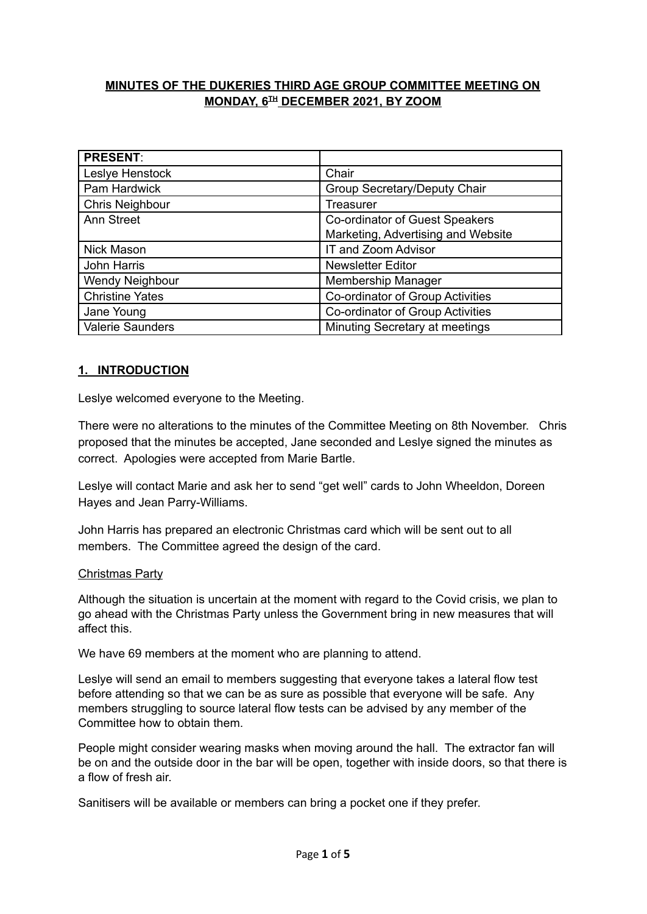## MINUTES OF THE DUKERIES THIRD AGE GROUP COMMITTEE MEETING ON MONDAY, 6TH DECEMBER 2021, BY ZOOM

| **PRESENT**: | |
|---|---|
| Leslye Henstock | Chair |
| Pam Hardwick | Group Secretary/Deputy Chair |
| Chris Neighbour | Treasurer |
| Ann Street | Co-ordinator of Guest Speakers Marketing, Advertising and Website |
| Nick Mason | IT and Zoom Advisor |
| John Harris | Newsletter Editor |
| Wendy Neighbour | Membership Manager |
| Christine Yates | Co-ordinator of Group Activities |
| Jane Young | Co-ordinator of Group Activities |
| Valerie Saunders | Minuting Secretary at meetings |

### 1. INTRODUCTION

Leslye welcomed everyone to the Meeting.

There were no alterations to the minutes of the Committee Meeting on 8th November. Chris proposed that the minutes be accepted, Jane seconded and Leslye signed the minutes as correct. Apologies were accepted from Marie Bartle.

Leslye will contact Marie and ask her to send "get well" cards to John Wheeldon, Doreen Hayes and Jean Parry-Williams.

John Harris has prepared an electronic Christmas card which will be sent out to all members. The Committee agreed the design of the card.

Christmas Party

Although the situation is uncertain at the moment with regard to the Covid crisis, we plan to go ahead with the Christmas Party unless the Government bring in new measures that will affect this.

We have 69 members at the moment who are planning to attend.

Leslye will send an email to members suggesting that everyone takes a lateral flow test before attending so that we can be as sure as possible that everyone will be safe. Any members struggling to source lateral flow tests can be advised by any member of the Committee how to obtain them.

People might consider wearing masks when moving around the hall. The extractor fan will be on and the outside door in the bar will be open, together with inside doors, so that there is a flow of fresh air.

Sanitisers will be available or members can bring a pocket one if they prefer.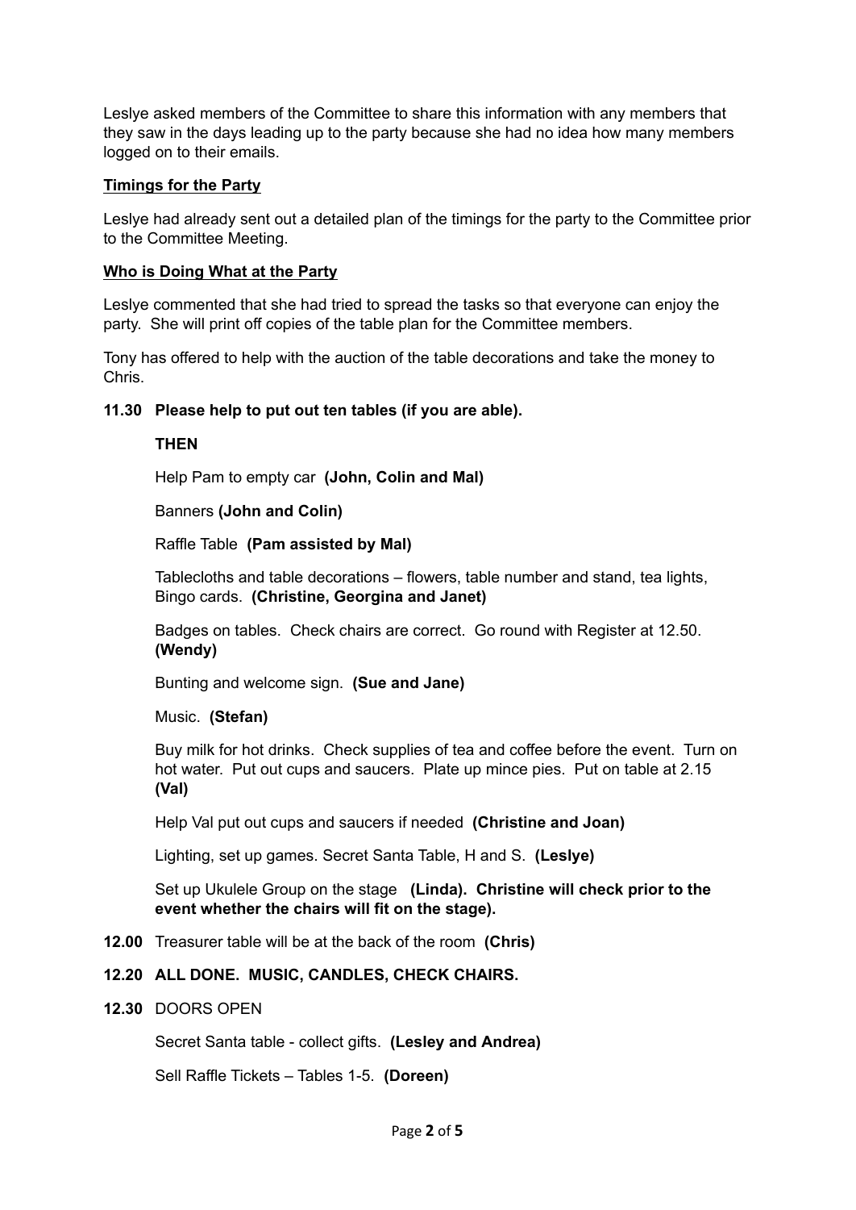Leslye asked members of the Committee to share this information with any members that they saw in the days leading up to the party because she had no idea how many members logged on to their emails.

**Timings for the Party**

Leslye had already sent out a detailed plan of the timings for the party to the Committee prior to the Committee Meeting.

**Who is Doing What at the Party**

Leslye commented that she had tried to spread the tasks so that everyone can enjoy the party. She will print off copies of the table plan for the Committee members.

Tony has offered to help with the auction of the table decorations and take the money to Chris.

**11.30 Please help to put out ten tables (if you are able).**

**THEN**

Help Pam to empty car **(John, Colin and Mal)**

Banners **(John and Colin)**

Raffle Table **(Pam assisted by Mal)**

Tablecloths and table decorations – flowers, table number and stand, tea lights, Bingo cards. **(Christine, Georgina and Janet)**

Badges on tables. Check chairs are correct. Go round with Register at 12.50. **(Wendy)**

Bunting and welcome sign. **(Sue and Jane)**

Music. **(Stefan)**

Buy milk for hot drinks. Check supplies of tea and coffee before the event. Turn on hot water. Put out cups and saucers. Plate up mince pies. Put on table at 2.15 **(Val)**

Help Val put out cups and saucers if needed **(Christine and Joan)**

Lighting, set up games. Secret Santa Table, H and S. **(Leslye)**

Set up Ukulele Group on the stage **(Linda). Christine will check prior to the event whether the chairs will fit on the stage).**

**12.00** Treasurer table will be at the back of the room **(Chris)**

**12.20 ALL DONE. MUSIC, CANDLES, CHECK CHAIRS.**

**12.30** DOORS OPEN

Secret Santa table - collect gifts. **(Lesley and Andrea)**

Sell Raffle Tickets – Tables 1-5. **(Doreen)**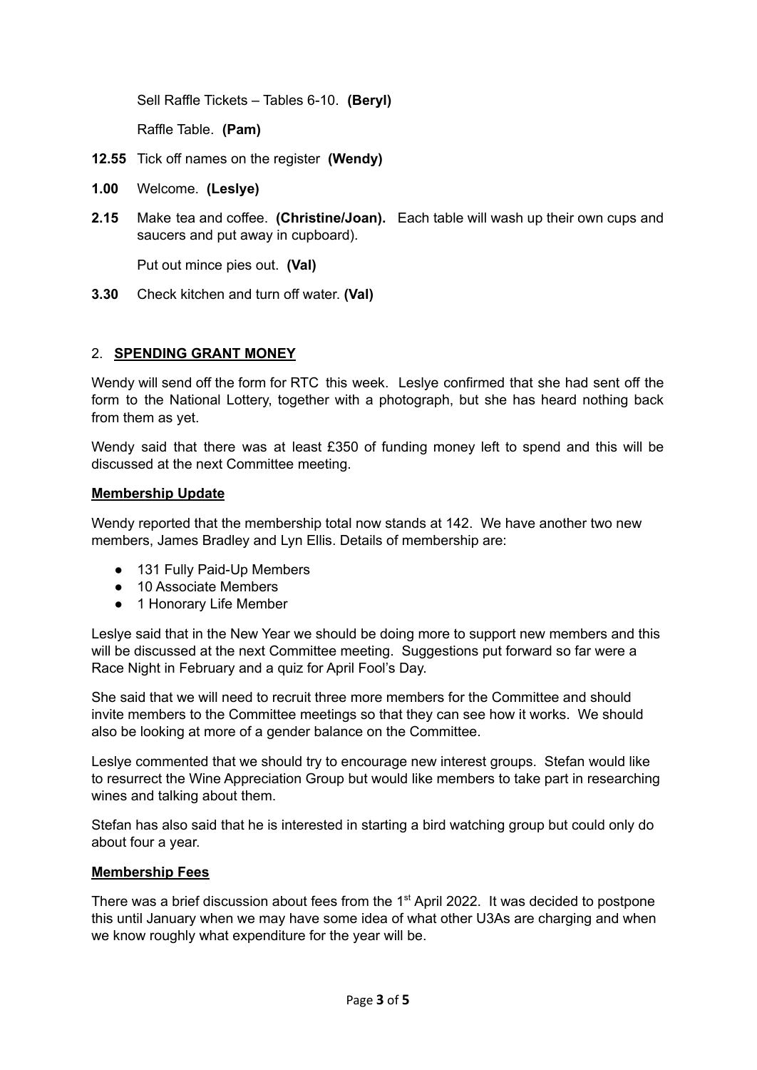Sell Raffle Tickets – Tables 6-10. **(Beryl)**

Raffle Table. **(Pam)**

**12.55** Tick off names on the register **(Wendy)**

**1.00** Welcome. **(Leslye)**

**2.15** Make tea and coffee. **(Christine/Joan).** Each table will wash up their own cups and saucers and put away in cupboard).

Put out mince pies out. **(Val)**

**3.30** Check kitchen and turn off water. **(Val)**

## 2. **SPENDING GRANT MONEY**

Wendy will send off the form for RTC this week. Leslye confirmed that she had sent off the form to the National Lottery, together with a photograph, but she has heard nothing back from them as yet.

Wendy said that there was at least £350 of funding money left to spend and this will be discussed at the next Committee meeting.

### **Membership Update**

Wendy reported that the membership total now stands at 142. We have another two new members, James Bradley and Lyn Ellis. Details of membership are:

- 131 Fully Paid-Up Members
- 10 Associate Members
- 1 Honorary Life Member

Leslye said that in the New Year we should be doing more to support new members and this will be discussed at the next Committee meeting. Suggestions put forward so far were a Race Night in February and a quiz for April Fool's Day.

She said that we will need to recruit three more members for the Committee and should invite members to the Committee meetings so that they can see how it works. We should also be looking at more of a gender balance on the Committee.

Leslye commented that we should try to encourage new interest groups. Stefan would like to resurrect the Wine Appreciation Group but would like members to take part in researching wines and talking about them.

Stefan has also said that he is interested in starting a bird watching group but could only do about four a year.

### **Membership Fees**

There was a brief discussion about fees from the 1st April 2022. It was decided to postpone this until January when we may have some idea of what other U3As are charging and when we know roughly what expenditure for the year will be.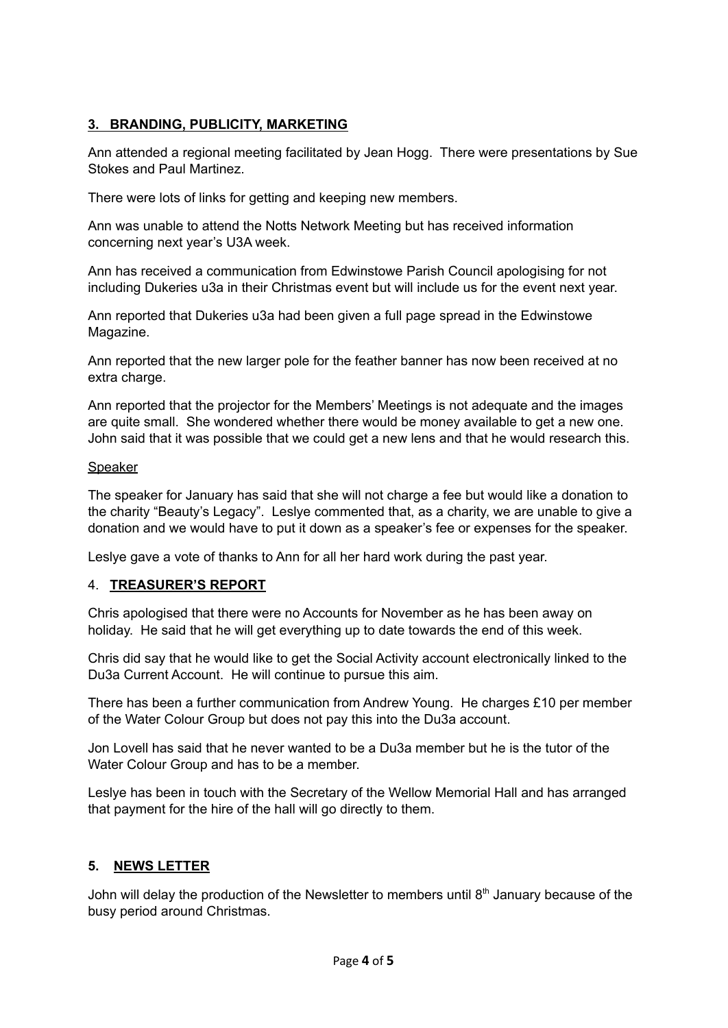## **3. BRANDING, PUBLICITY, MARKETING**

Ann attended a regional meeting facilitated by Jean Hogg. There were presentations by Sue Stokes and Paul Martinez.

There were lots of links for getting and keeping new members.

Ann was unable to attend the Notts Network Meeting but has received information concerning next year's U3A week.

Ann has received a communication from Edwinstowe Parish Council apologising for not including Dukeries u3a in their Christmas event but will include us for the event next year.

Ann reported that Dukeries u3a had been given a full page spread in the Edwinstowe Magazine.

Ann reported that the new larger pole for the feather banner has now been received at no extra charge.

Ann reported that the projector for the Members' Meetings is not adequate and the images are quite small. She wondered whether there would be money available to get a new one. John said that it was possible that we could get a new lens and that he would research this.

Speaker

The speaker for January has said that she will not charge a fee but would like a donation to the charity "Beauty's Legacy". Leslye commented that, as a charity, we are unable to give a donation and we would have to put it down as a speaker's fee or expenses for the speaker.

Leslye gave a vote of thanks to Ann for all her hard work during the past year.

## 4. **TREASURER'S REPORT**

Chris apologised that there were no Accounts for November as he has been away on holiday. He said that he will get everything up to date towards the end of this week.

Chris did say that he would like to get the Social Activity account electronically linked to the Du3a Current Account. He will continue to pursue this aim.

There has been a further communication from Andrew Young. He charges £10 per member of the Water Colour Group but does not pay this into the Du3a account.

Jon Lovell has said that he never wanted to be a Du3a member but he is the tutor of the Water Colour Group and has to be a member.

Leslye has been in touch with the Secretary of the Wellow Memorial Hall and has arranged that payment for the hire of the hall will go directly to them.

## **5. NEWS LETTER**

John will delay the production of the Newsletter to members until 8th January because of the busy period around Christmas.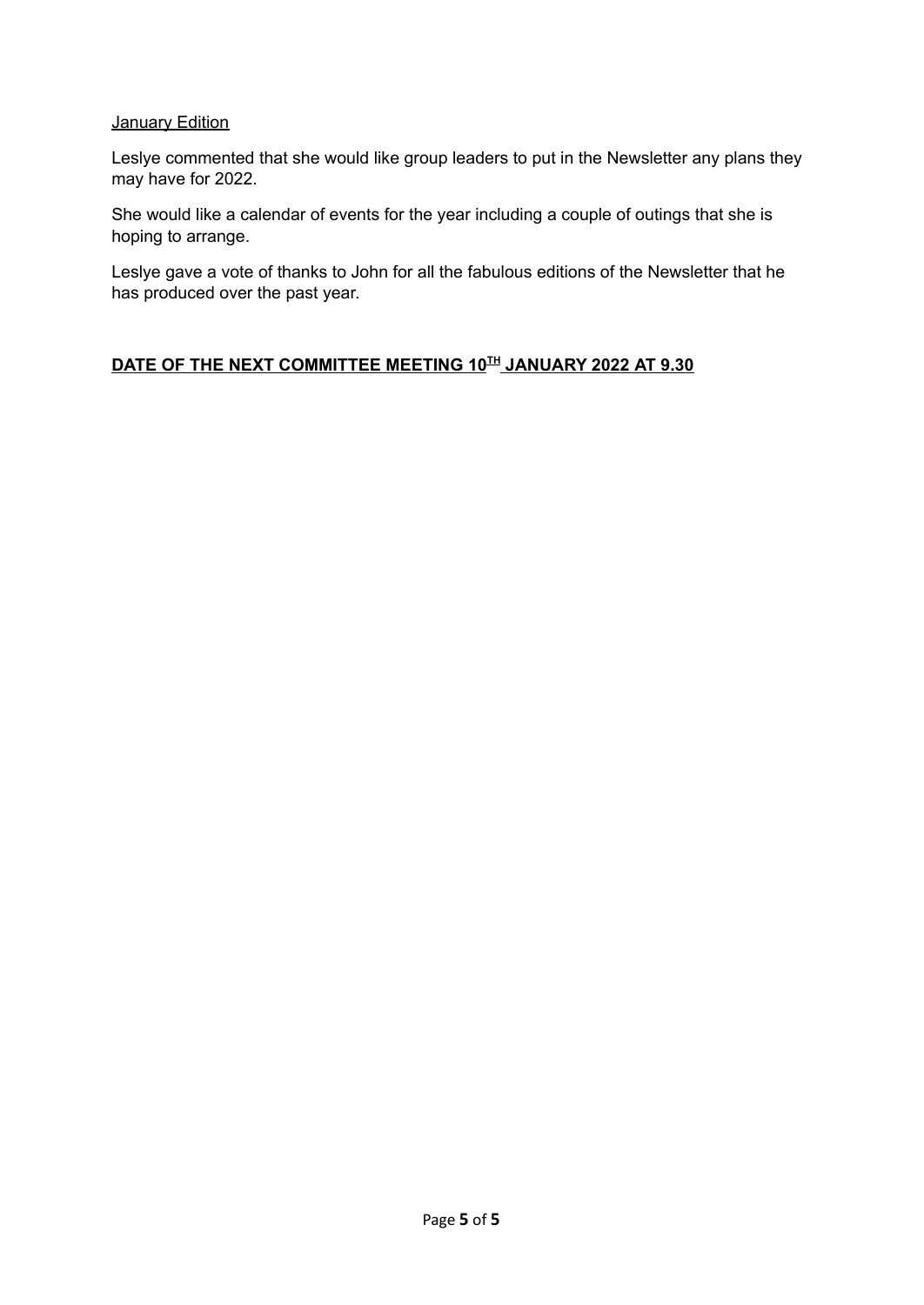<u>January Edition</u>

Leslye commented that she would like group leaders to put in the Newsletter any plans they may have for 2022.

She would like a calendar of events for the year including a couple of outings that she is hoping to arrange.

Leslye gave a vote of thanks to John for all the fabulous editions of the Newsletter that he has produced over the past year.

**<u>DATE OF THE NEXT COMMITTEE MEETING 10TH JANUARY 2022 AT 9.30</u>**